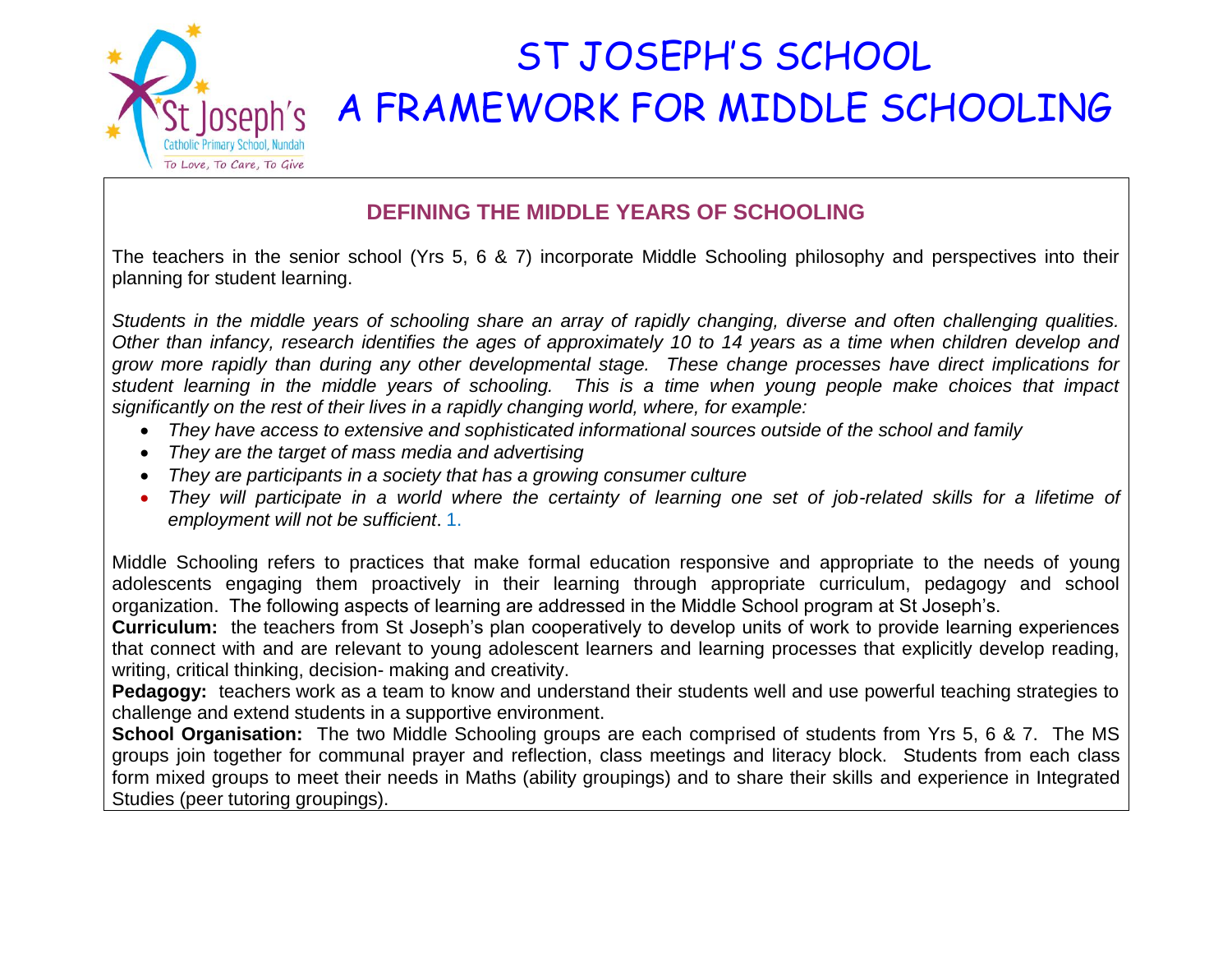# ST JOSEPH'S SCHOOL
# A FRAMEWORK FOR MIDDLE SCHOOLING

## DEFINING THE MIDDLE YEARS OF SCHOOLING

The teachers in the senior school (Yrs 5, 6 & 7) incorporate Middle Schooling philosophy and perspectives into their planning for student learning.

*Students in the middle years of schooling share an array of rapidly changing, diverse and often challenging qualities. Other than infancy, research identifies the ages of approximately 10 to 14 years as a time when children develop and grow more rapidly than during any other developmental stage. These change processes have direct implications for student learning in the middle years of schooling. This is a time when young people make choices that impact significantly on the rest of their lives in a rapidly changing world, where, for example:*

- *They have access to extensive and sophisticated informational sources outside of the school and family*
- *They are the target of mass media and advertising*
- *They are participants in a society that has a growing consumer culture*
- *They will participate in a world where the certainty of learning one set of job-related skills for a lifetime of employment will not be sufficient*. 1.

Middle Schooling refers to practices that make formal education responsive and appropriate to the needs of young adolescents engaging them proactively in their learning through appropriate curriculum, pedagogy and school organization. The following aspects of learning are addressed in the Middle School program at St Joseph's.

**Curriculum:** the teachers from St Joseph's plan cooperatively to develop units of work to provide learning experiences that connect with and are relevant to young adolescent learners and learning processes that explicitly develop reading, writing, critical thinking, decision- making and creativity.

**Pedagogy:** teachers work as a team to know and understand their students well and use powerful teaching strategies to challenge and extend students in a supportive environment.

**School Organisation:** The two Middle Schooling groups are each comprised of students from Yrs 5, 6 & 7. The MS groups join together for communal prayer and reflection, class meetings and literacy block. Students from each class form mixed groups to meet their needs in Maths (ability groupings) and to share their skills and experience in Integrated Studies (peer tutoring groupings).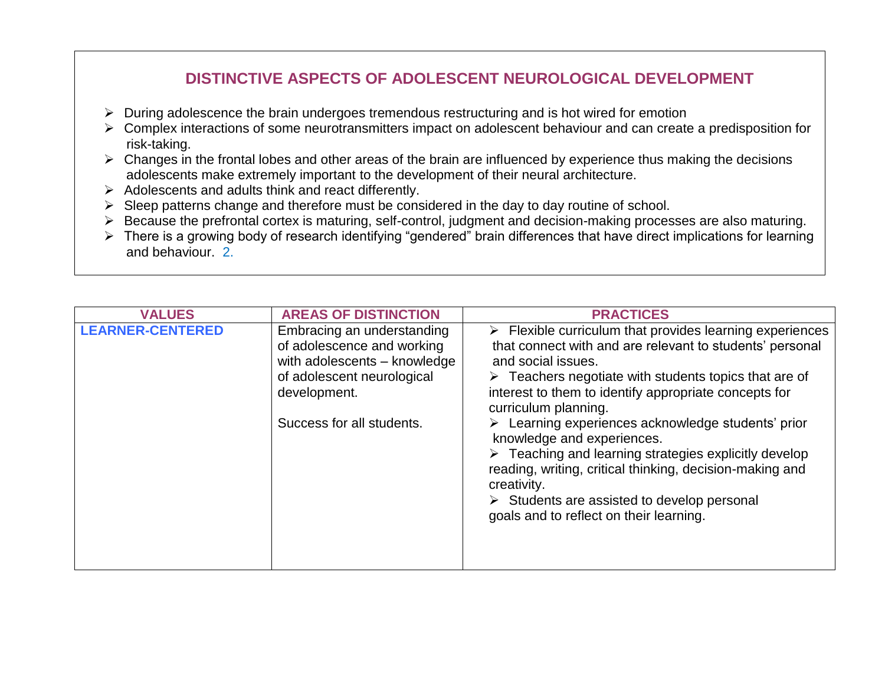## DISTINCTIVE ASPECTS OF ADOLESCENT NEUROLOGICAL DEVELOPMENT

- During adolescence the brain undergoes tremendous restructuring and is hot wired for emotion
- Complex interactions of some neurotransmitters impact on adolescent behaviour and can create a predisposition for risk-taking.
- Changes in the frontal lobes and other areas of the brain are influenced by experience thus making the decisions adolescents make extremely important to the development of their neural architecture.
- Adolescents and adults think and react differently.
- Sleep patterns change and therefore must be considered in the day to day routine of school.
- Because the prefrontal cortex is maturing, self-control, judgment and decision-making processes are also maturing.
- There is a growing body of research identifying "gendered" brain differences that have direct implications for learning and behaviour. 2.

| VALUES | AREAS OF DISTINCTION | PRACTICES |
|---|---|---|
| **LEARNER-CENTERED** | Embracing an understanding of adolescence and working with adolescents – knowledge of adolescent neurological development.<br><br>Success for all students. | ➢ Flexible curriculum that provides learning experiences that connect with and are relevant to students' personal and social issues.<br>➢ Teachers negotiate with students topics that are of interest to them to identify appropriate concepts for curriculum planning.<br>➢ Learning experiences acknowledge students' prior knowledge and experiences.<br>➢ Teaching and learning strategies explicitly develop reading, writing, critical thinking, decision-making and creativity.<br>➢ Students are assisted to develop personal goals and to reflect on their learning. |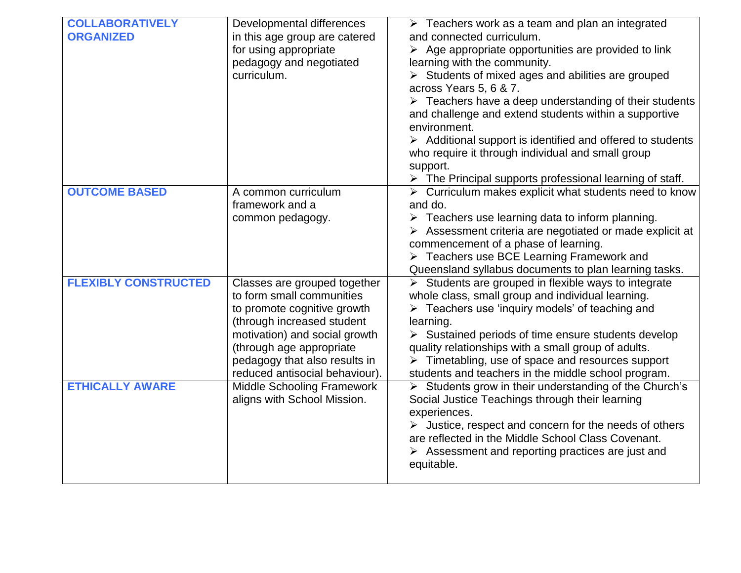| | | |
|---|---|---|
| **COLLABORATIVELY ORGANIZED** | Developmental differences in this age group are catered for using appropriate pedagogy and negotiated curriculum. | ➢ Teachers work as a team and plan an integrated and connected curriculum.<br>➢ Age appropriate opportunities are provided to link learning with the community.<br>➢ Students of mixed ages and abilities are grouped across Years 5, 6 & 7.<br>➢ Teachers have a deep understanding of their students and challenge and extend students within a supportive environment.<br>➢ Additional support is identified and offered to students who require it through individual and small group support.<br>➢ The Principal supports professional learning of staff. |
| **OUTCOME BASED** | A common curriculum framework and a common pedagogy. | ➢ Curriculum makes explicit what students need to know and do.<br>➢ Teachers use learning data to inform planning.<br>➢ Assessment criteria are negotiated or made explicit at commencement of a phase of learning.<br>➢ Teachers use BCE Learning Framework and Queensland syllabus documents to plan learning tasks. |
| **FLEXIBLY CONSTRUCTED** | Classes are grouped together to form small communities to promote cognitive growth (through increased student motivation) and social growth (through age appropriate pedagogy that also results in reduced antisocial behaviour). | ➢ Students are grouped in flexible ways to integrate whole class, small group and individual learning.<br>➢ Teachers use 'inquiry models' of teaching and learning.<br>➢ Sustained periods of time ensure students develop quality relationships with a small group of adults.<br>➢ Timetabling, use of space and resources support students and teachers in the middle school program. |
| **ETHICALLY AWARE** | Middle Schooling Framework aligns with School Mission. | ➢ Students grow in their understanding of the Church's Social Justice Teachings through their learning experiences.<br>➢ Justice, respect and concern for the needs of others are reflected in the Middle School Class Covenant.<br>➢ Assessment and reporting practices are just and equitable. |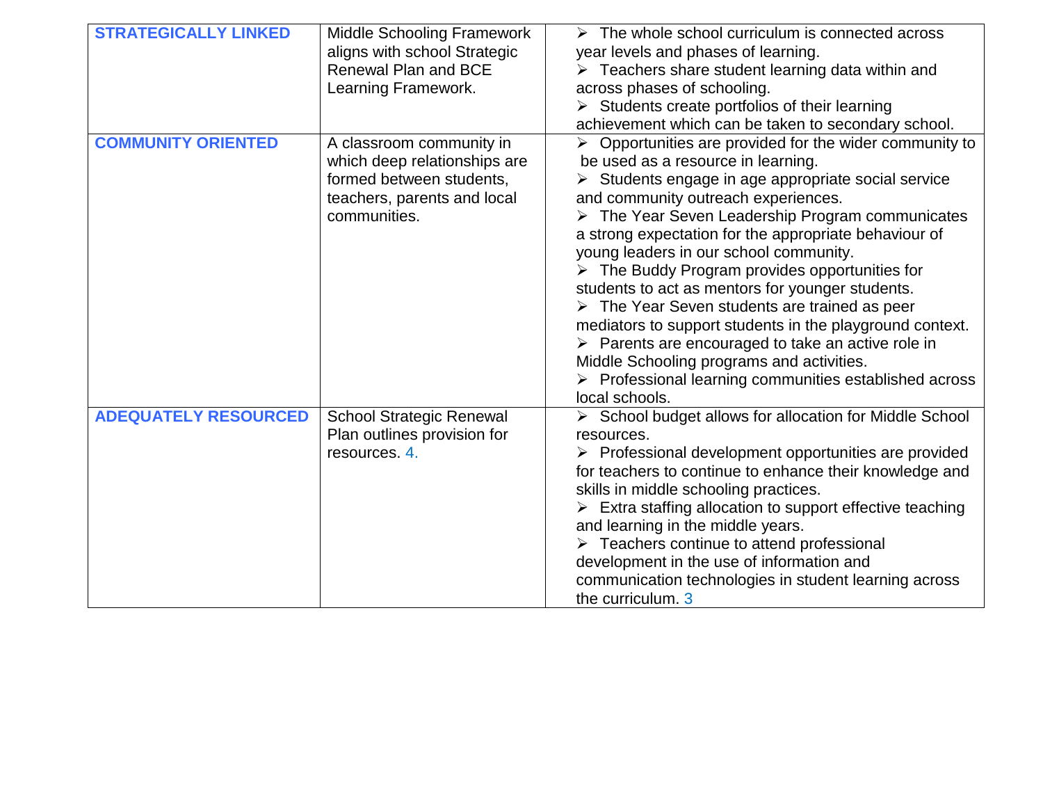| | | |
|---|---|---|
| **STRATEGICALLY LINKED** | Middle Schooling Framework aligns with school Strategic Renewal Plan and BCE Learning Framework. | ➢ The whole school curriculum is connected across year levels and phases of learning.<br>➢ Teachers share student learning data within and across phases of schooling.<br>➢ Students create portfolios of their learning achievement which can be taken to secondary school. |
| **COMMUNITY ORIENTED** | A classroom community in which deep relationships are formed between students, teachers, parents and local communities. | ➢ Opportunities are provided for the wider community to be used as a resource in learning.<br>➢ Students engage in age appropriate social service and community outreach experiences.<br>➢ The Year Seven Leadership Program communicates a strong expectation for the appropriate behaviour of young leaders in our school community.<br>➢ The Buddy Program provides opportunities for students to act as mentors for younger students.<br>➢ The Year Seven students are trained as peer mediators to support students in the playground context.<br>➢ Parents are encouraged to take an active role in Middle Schooling programs and activities.<br>➢ Professional learning communities established across local schools. |
| **ADEQUATELY RESOURCED** | School Strategic Renewal Plan outlines provision for resources. 4. | ➢ School budget allows for allocation for Middle School resources.<br>➢ Professional development opportunities are provided for teachers to continue to enhance their knowledge and skills in middle schooling practices.<br>➢ Extra staffing allocation to support effective teaching and learning in the middle years.<br>➢ Teachers continue to attend professional development in the use of information and communication technologies in student learning across the curriculum. 3 |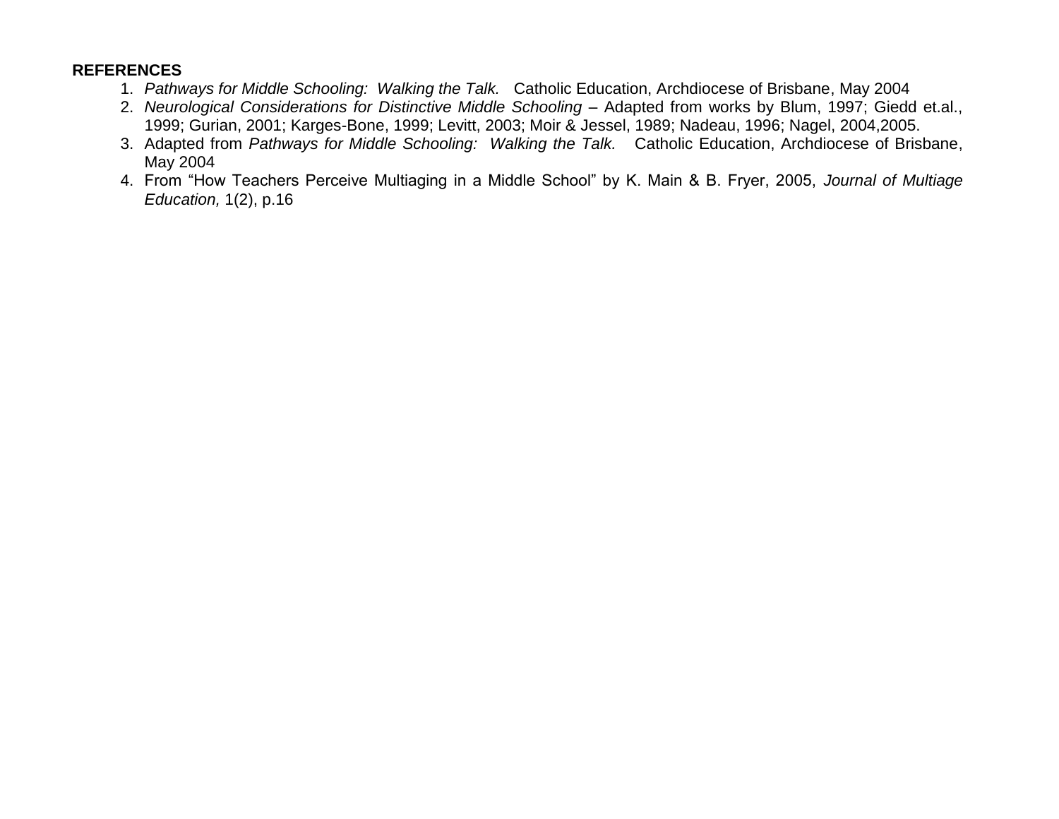**REFERENCES**

1. *Pathways for Middle Schooling: Walking the Talk.* Catholic Education, Archdiocese of Brisbane, May 2004
2. *Neurological Considerations for Distinctive Middle Schooling* – Adapted from works by Blum, 1997; Giedd et.al., 1999; Gurian, 2001; Karges-Bone, 1999; Levitt, 2003; Moir & Jessel, 1989; Nadeau, 1996; Nagel, 2004,2005.
3. Adapted from *Pathways for Middle Schooling: Walking the Talk.* Catholic Education, Archdiocese of Brisbane, May 2004
4. From "How Teachers Perceive Multiaging in a Middle School" by K. Main & B. Fryer, 2005, *Journal of Multiage Education,* 1(2), p.16